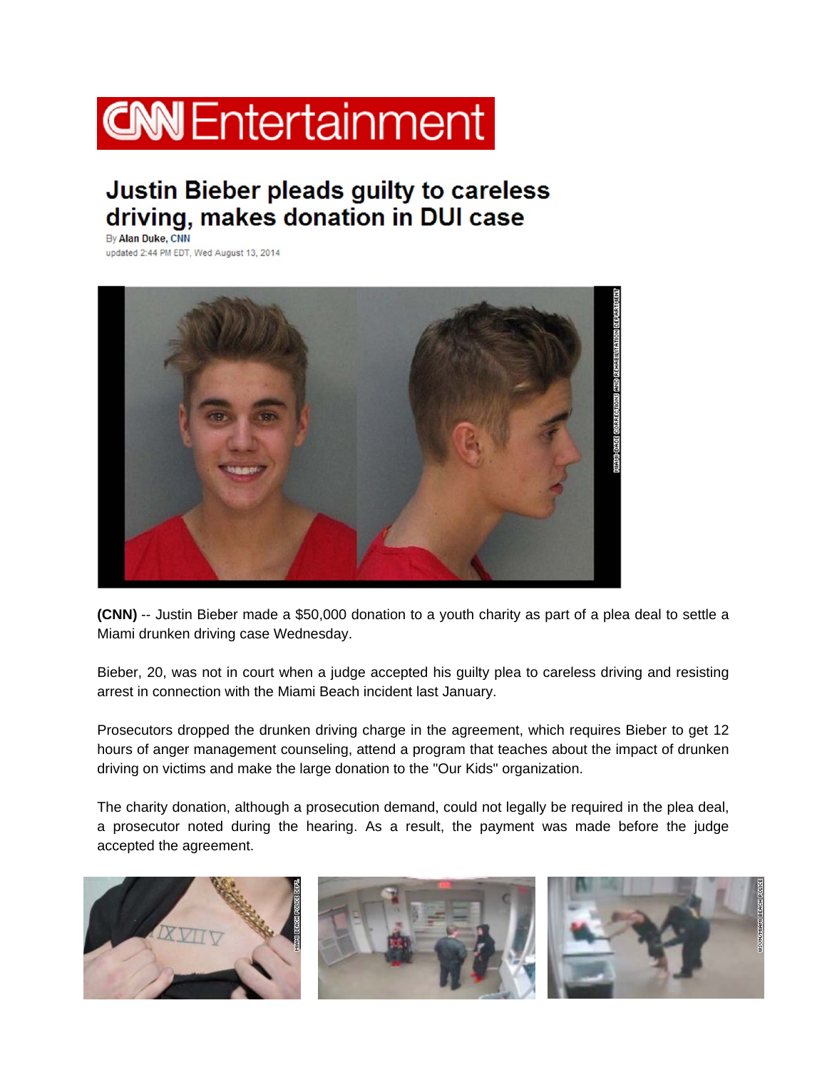# CNN Entertainment

## Justin Bieber pleads guilty to careless driving, makes donation in DUI case

By **Alan Duke**, CNN
updated 2:44 PM EDT, Wed August 13, 2014

**(CNN)** -- Justin Bieber made a $50,000 donation to a youth charity as part of a plea deal to settle a Miami drunken driving case Wednesday.

Bieber, 20, was not in court when a judge accepted his guilty plea to careless driving and resisting arrest in connection with the Miami Beach incident last January.

Prosecutors dropped the drunken driving charge in the agreement, which requires Bieber to get 12 hours of anger management counseling, attend a program that teaches about the impact of drunken driving on victims and make the large donation to the "Our Kids" organization.

The charity donation, although a prosecution demand, could not legally be required in the plea deal, a prosecutor noted during the hearing. As a result, the payment was made before the judge accepted the agreement.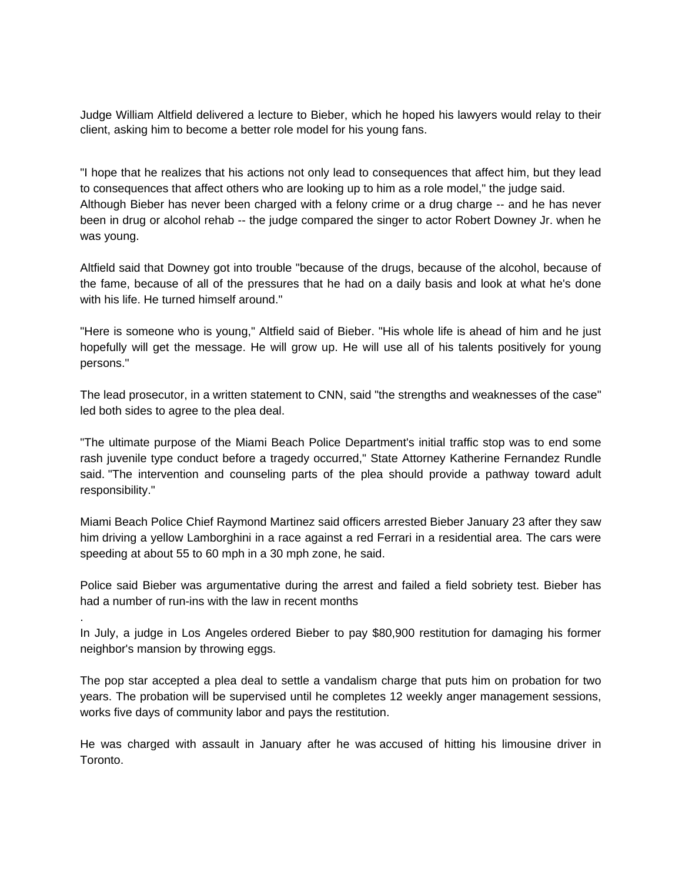Judge William Altfield delivered a lecture to Bieber, which he hoped his lawyers would relay to their client, asking him to become a better role model for his young fans.

"I hope that he realizes that his actions not only lead to consequences that affect him, but they lead to consequences that affect others who are looking up to him as a role model," the judge said. Although Bieber has never been charged with a felony crime or a drug charge -- and he has never been in drug or alcohol rehab -- the judge compared the singer to actor Robert Downey Jr. when he was young.

Altfield said that Downey got into trouble "because of the drugs, because of the alcohol, because of the fame, because of all of the pressures that he had on a daily basis and look at what he's done with his life. He turned himself around."

"Here is someone who is young," Altfield said of Bieber. "His whole life is ahead of him and he just hopefully will get the message. He will grow up. He will use all of his talents positively for young persons."

The lead prosecutor, in a written statement to CNN, said "the strengths and weaknesses of the case" led both sides to agree to the plea deal.

"The ultimate purpose of the Miami Beach Police Department's initial traffic stop was to end some rash juvenile type conduct before a tragedy occurred," State Attorney Katherine Fernandez Rundle said. "The intervention and counseling parts of the plea should provide a pathway toward adult responsibility."

Miami Beach Police Chief Raymond Martinez said officers arrested Bieber January 23 after they saw him driving a yellow Lamborghini in a race against a red Ferrari in a residential area. The cars were speeding at about 55 to 60 mph in a 30 mph zone, he said.

Police said Bieber was argumentative during the arrest and failed a field sobriety test. Bieber has had a number of run-ins with the law in recent months

.

In July, a judge in Los Angeles ordered Bieber to pay $80,900 restitution for damaging his former neighbor's mansion by throwing eggs.

The pop star accepted a plea deal to settle a vandalism charge that puts him on probation for two years. The probation will be supervised until he completes 12 weekly anger management sessions, works five days of community labor and pays the restitution.

He was charged with assault in January after he was accused of hitting his limousine driver in Toronto.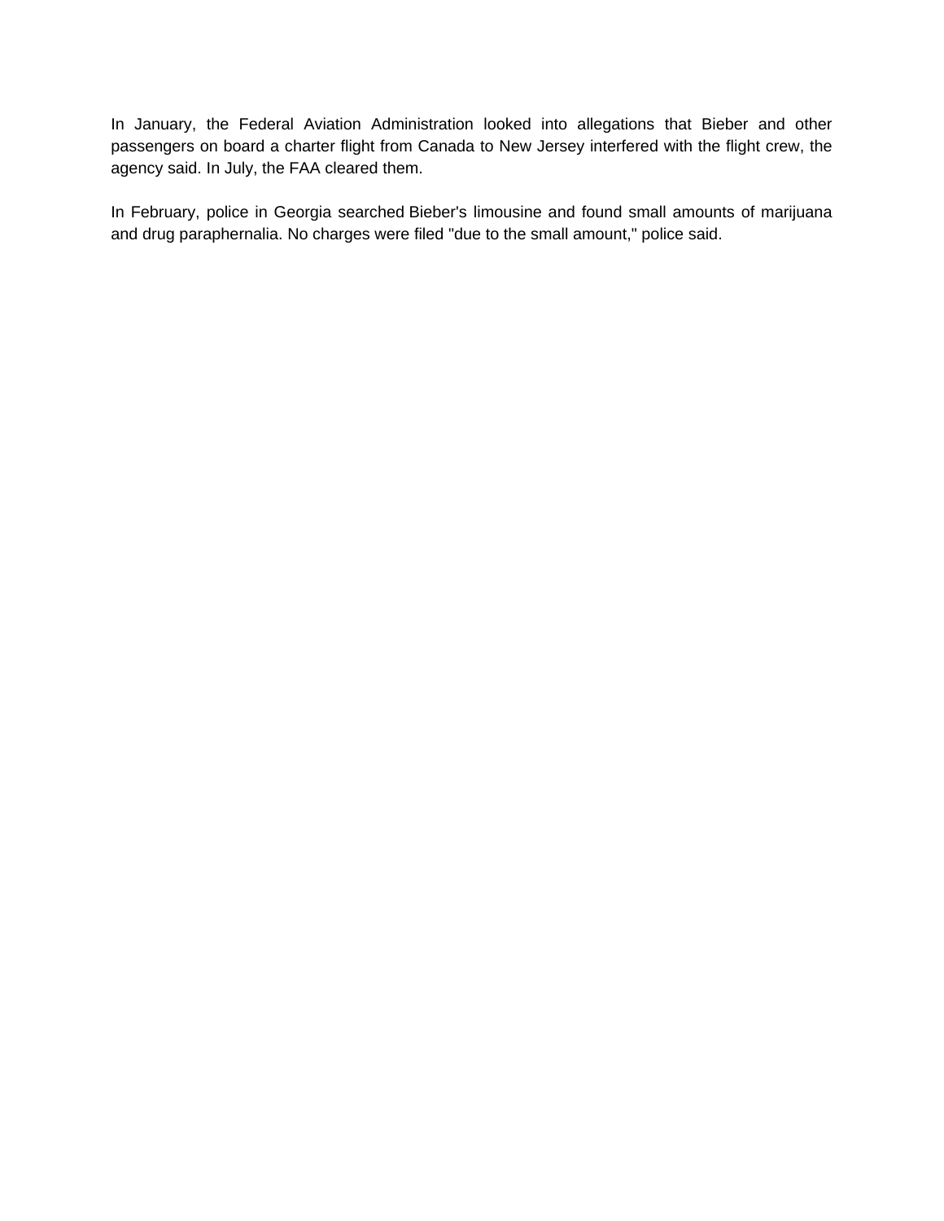In January, the Federal Aviation Administration looked into allegations that Bieber and other passengers on board a charter flight from Canada to New Jersey interfered with the flight crew, the agency said. In July, the FAA cleared them.

In February, police in Georgia searched Bieber's limousine and found small amounts of marijuana and drug paraphernalia. No charges were filed "due to the small amount," police said.